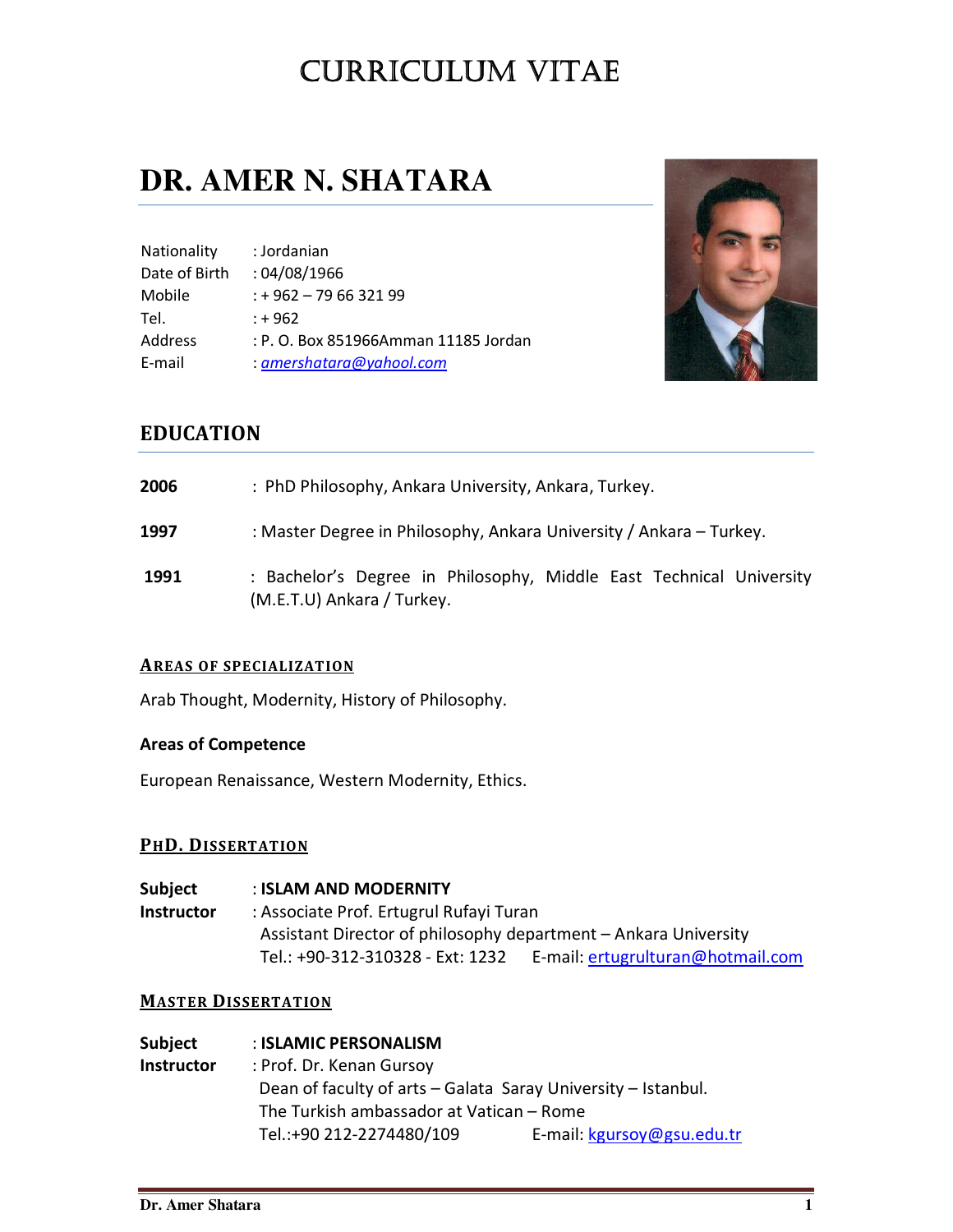# CURRICULUM VITAE

## DR. AMER N. SHATARA

Nationality : Jordanian
Date of Birth : 04/08/1966
Mobile : + 962 – 79 66 321 99
Tel. : + 962
Address : P. O. Box 851966Amman 11185 Jordan
E-mail : *amershatara@yahool.com*

## EDUCATION

**2006** : PhD Philosophy, Ankara University, Ankara, Turkey.

**1997** : Master Degree in Philosophy, Ankara University / Ankara – Turkey.

**1991** : Bachelor's Degree in Philosophy, Middle East Technical University (M.E.T.U) Ankara / Turkey.

### AREAS OF SPECIALIZATION

Arab Thought, Modernity, History of Philosophy.

**Areas of Competence**

European Renaissance, Western Modernity, Ethics.

### PHD. DISSERTATION

**Subject** : **ISLAM AND MODERNITY**
**Instructor** : Associate Prof. Ertugrul Rufayi Turan
Assistant Director of philosophy department – Ankara University
Tel.: +90-312-310328 - Ext: 1232 E-mail: ertugrulturan@hotmail.com

### MASTER DISSERTATION

**Subject** : **ISLAMIC PERSONALISM**
**Instructor** : Prof. Dr. Kenan Gursoy
Dean of faculty of arts – Galata Saray University – Istanbul.
The Turkish ambassador at Vatican – Rome
Tel.:+90 212-2274480/109 E-mail: kgursoy@gsu.edu.tr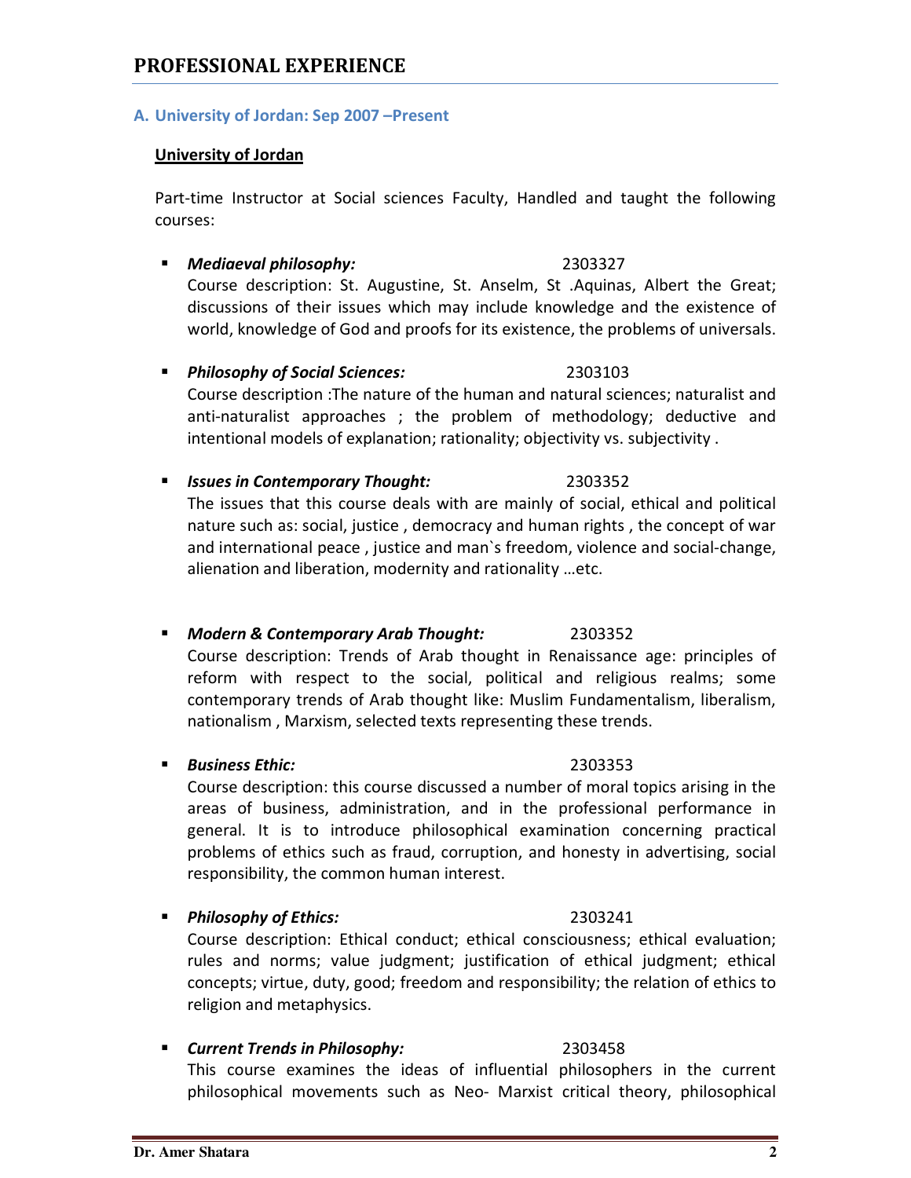## PROFESSIONAL EXPERIENCE

### A. University of Jordan: Sep 2007 –Present

**University of Jordan**

Part-time Instructor at Social sciences Faculty, Handled and taught the following courses:

- ***Mediaeval philosophy:*** 2303327
  Course description: St. Augustine, St. Anselm, St .Aquinas, Albert the Great; discussions of their issues which may include knowledge and the existence of world, knowledge of God and proofs for its existence, the problems of universals.

- ***Philosophy of Social Sciences:*** 2303103
  Course description :The nature of the human and natural sciences; naturalist and anti-naturalist approaches ; the problem of methodology; deductive and intentional models of explanation; rationality; objectivity vs. subjectivity .

- ***Issues in Contemporary Thought:*** 2303352
  The issues that this course deals with are mainly of social, ethical and political nature such as: social, justice , democracy and human rights , the concept of war and international peace , justice and man`s freedom, violence and social-change, alienation and liberation, modernity and rationality …etc.

- ***Modern & Contemporary Arab Thought:*** 2303352
  Course description: Trends of Arab thought in Renaissance age: principles of reform with respect to the social, political and religious realms; some contemporary trends of Arab thought like: Muslim Fundamentalism, liberalism, nationalism , Marxism, selected texts representing these trends.

- ***Business Ethic:*** 2303353
  Course description: this course discussed a number of moral topics arising in the areas of business, administration, and in the professional performance in general. It is to introduce philosophical examination concerning practical problems of ethics such as fraud, corruption, and honesty in advertising, social responsibility, the common human interest.

- ***Philosophy of Ethics:*** 2303241
  Course description: Ethical conduct; ethical consciousness; ethical evaluation; rules and norms; value judgment; justification of ethical judgment; ethical concepts; virtue, duty, good; freedom and responsibility; the relation of ethics to religion and metaphysics.

- ***Current Trends in Philosophy:*** 2303458
  This course examines the ideas of influential philosophers in the current philosophical movements such as Neo- Marxist critical theory, philosophical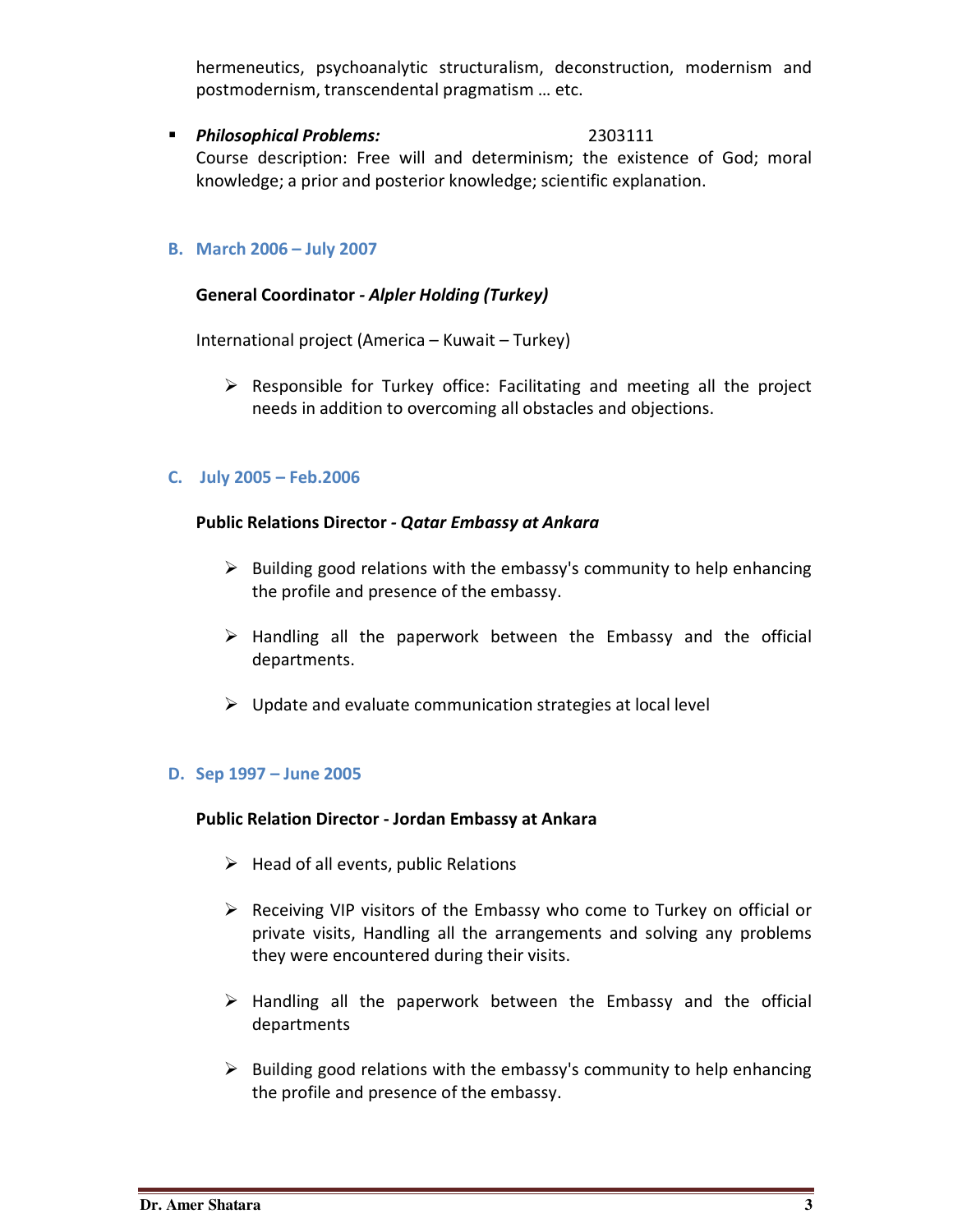hermeneutics, psychoanalytic structuralism, deconstruction, modernism and postmodernism, transcendental pragmatism … etc.

- ***Philosophical Problems:*** 2303111
  Course description: Free will and determinism; the existence of God; moral knowledge; a prior and posterior knowledge; scientific explanation.

### B. March 2006 – July 2007

**General Coordinator - *Alpler Holding (Turkey)***

International project (America – Kuwait – Turkey)

- Responsible for Turkey office: Facilitating and meeting all the project needs in addition to overcoming all obstacles and objections.

### C. July 2005 – Feb.2006

**Public Relations Director - *Qatar Embassy at Ankara***

- Building good relations with the embassy's community to help enhancing the profile and presence of the embassy.
- Handling all the paperwork between the Embassy and the official departments.
- Update and evaluate communication strategies at local level

### D. Sep 1997 – June 2005

**Public Relation Director - Jordan Embassy at Ankara**

- Head of all events, public Relations
- Receiving VIP visitors of the Embassy who come to Turkey on official or private visits, Handling all the arrangements and solving any problems they were encountered during their visits.
- Handling all the paperwork between the Embassy and the official departments
- Building good relations with the embassy's community to help enhancing the profile and presence of the embassy.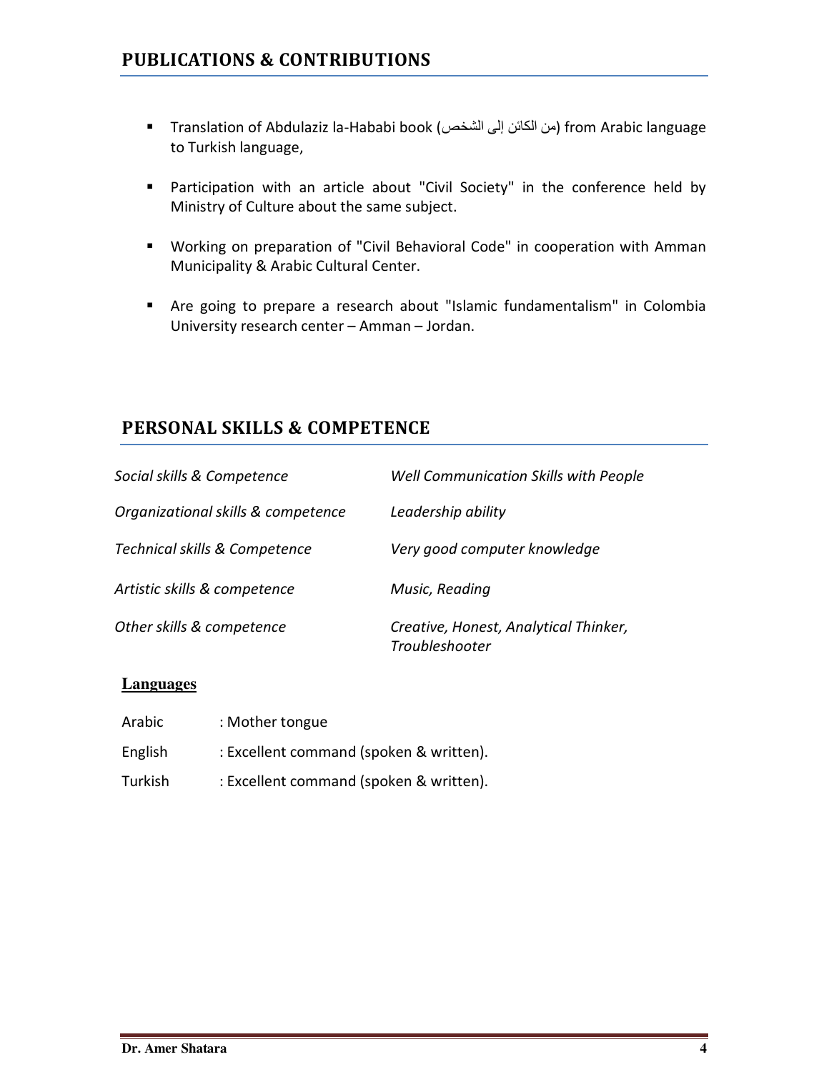## PUBLICATIONS & CONTRIBUTIONS

- Translation of Abdulaziz la-Hababi book (من الكائن إلى الشخص) from Arabic language to Turkish language,
- Participation with an article about "Civil Society" in the conference held by Ministry of Culture about the same subject.
- Working on preparation of "Civil Behavioral Code" in cooperation with Amman Municipality & Arabic Cultural Center.
- Are going to prepare a research about "Islamic fundamentalism" in Colombia University research center – Amman – Jordan.

## PERSONAL SKILLS & COMPETENCE

| | |
|---|---|
| *Social skills & Competence* | *Well Communication Skills with People* |
| *Organizational skills & competence* | *Leadership ability* |
| *Technical skills & Competence* | *Very good computer knowledge* |
| *Artistic skills & competence* | *Music, Reading* |
| *Other skills & competence* | *Creative, Honest, Analytical Thinker, Troubleshooter* |

**Languages**

| | |
|---|---|
| Arabic | : Mother tongue |
| English | : Excellent command (spoken & written). |
| Turkish | : Excellent command (spoken & written). |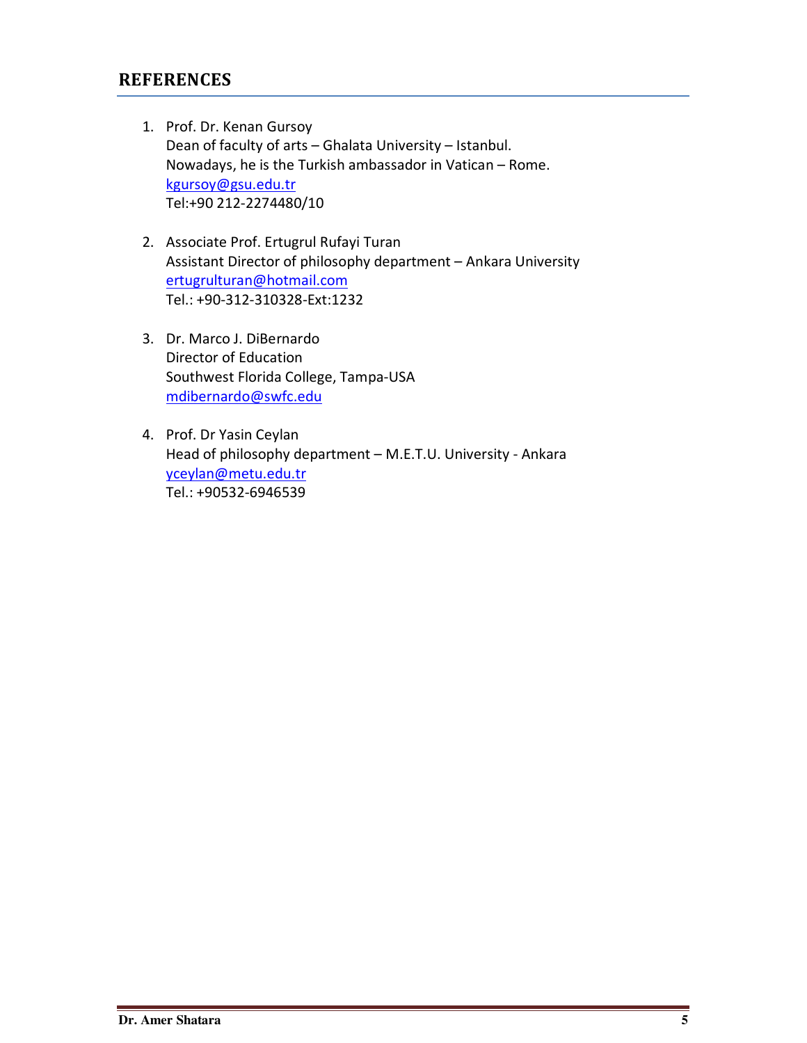## REFERENCES

1. Prof. Dr. Kenan Gursoy
   Dean of faculty of arts – Ghalata University – Istanbul.
   Nowadays, he is the Turkish ambassador in Vatican – Rome.
   kgursoy@gsu.edu.tr
   Tel:+90 212-2274480/10

2. Associate Prof. Ertugrul Rufayi Turan
   Assistant Director of philosophy department – Ankara University
   ertugrulturan@hotmail.com
   Tel.: +90-312-310328-Ext:1232

3. Dr. Marco J. DiBernardo
   Director of Education
   Southwest Florida College, Tampa-USA
   mdibernardo@swfc.edu

4. Prof. Dr Yasin Ceylan
   Head of philosophy department – M.E.T.U. University - Ankara
   yceylan@metu.edu.tr
   Tel.: +90532-6946539